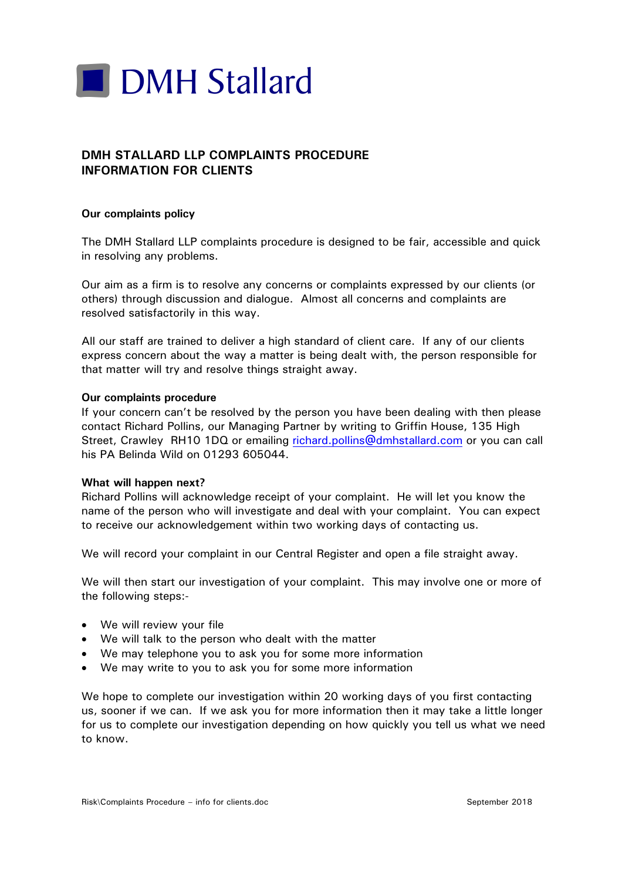# DMH Stallard

## DMH STALLARD LLP COMPLAINTS PROCEDURE
## INFORMATION FOR CLIENTS

### Our complaints policy

The DMH Stallard LLP complaints procedure is designed to be fair, accessible and quick in resolving any problems.

Our aim as a firm is to resolve any concerns or complaints expressed by our clients (or others) through discussion and dialogue. Almost all concerns and complaints are resolved satisfactorily in this way.

All our staff are trained to deliver a high standard of client care. If any of our clients express concern about the way a matter is being dealt with, the person responsible for that matter will try and resolve things straight away.

### Our complaints procedure

If your concern can't be resolved by the person you have been dealing with then please contact Richard Pollins, our Managing Partner by writing to Griffin House, 135 High Street, Crawley RH10 1DQ or emailing richard.pollins@dmhstallard.com or you can call his PA Belinda Wild on 01293 605044.

### What will happen next?

Richard Pollins will acknowledge receipt of your complaint. He will let you know the name of the person who will investigate and deal with your complaint. You can expect to receive our acknowledgement within two working days of contacting us.

We will record your complaint in our Central Register and open a file straight away.

We will then start our investigation of your complaint. This may involve one or more of the following steps:-

- We will review your file
- We will talk to the person who dealt with the matter
- We may telephone you to ask you for some more information
- We may write to you to ask you for some more information

We hope to complete our investigation within 20 working days of you first contacting us, sooner if we can. If we ask you for more information then it may take a little longer for us to complete our investigation depending on how quickly you tell us what we need to know.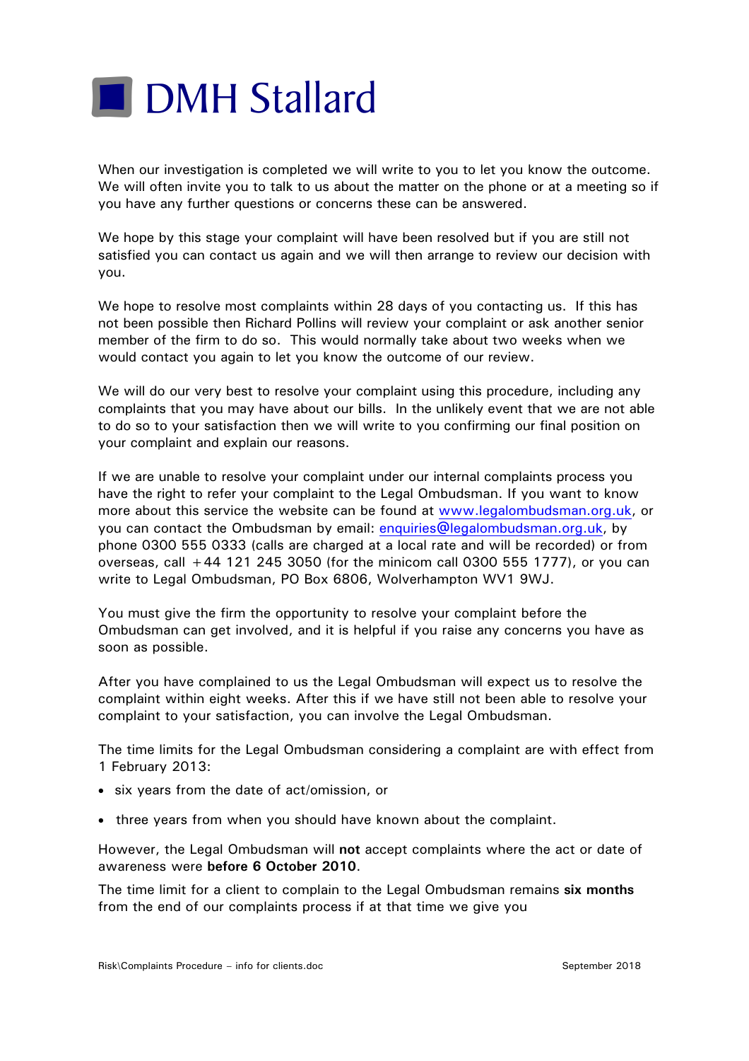When our investigation is completed we will write to you to let you know the outcome. We will often invite you to talk to us about the matter on the phone or at a meeting so if you have any further questions or concerns these can be answered.

We hope by this stage your complaint will have been resolved but if you are still not satisfied you can contact us again and we will then arrange to review our decision with you.

We hope to resolve most complaints within 28 days of you contacting us. If this has not been possible then Richard Pollins will review your complaint or ask another senior member of the firm to do so. This would normally take about two weeks when we would contact you again to let you know the outcome of our review.

We will do our very best to resolve your complaint using this procedure, including any complaints that you may have about our bills. In the unlikely event that we are not able to do so to your satisfaction then we will write to you confirming our final position on your complaint and explain our reasons.

If we are unable to resolve your complaint under our internal complaints process you have the right to refer your complaint to the Legal Ombudsman. If you want to know more about this service the website can be found at www.legalombudsman.org.uk, or you can contact the Ombudsman by email: enquiries@legalombudsman.org.uk, by phone 0300 555 0333 (calls are charged at a local rate and will be recorded) or from overseas, call +44 121 245 3050 (for the minicom call 0300 555 1777), or you can write to Legal Ombudsman, PO Box 6806, Wolverhampton WV1 9WJ.

You must give the firm the opportunity to resolve your complaint before the Ombudsman can get involved, and it is helpful if you raise any concerns you have as soon as possible.

After you have complained to us the Legal Ombudsman will expect us to resolve the complaint within eight weeks. After this if we have still not been able to resolve your complaint to your satisfaction, you can involve the Legal Ombudsman.

The time limits for the Legal Ombudsman considering a complaint are with effect from 1 February 2013:

- six years from the date of act/omission, or
- three years from when you should have known about the complaint.

However, the Legal Ombudsman will **not** accept complaints where the act or date of awareness were **before 6 October 2010**.

The time limit for a client to complain to the Legal Ombudsman remains **six months** from the end of our complaints process if at that time we give you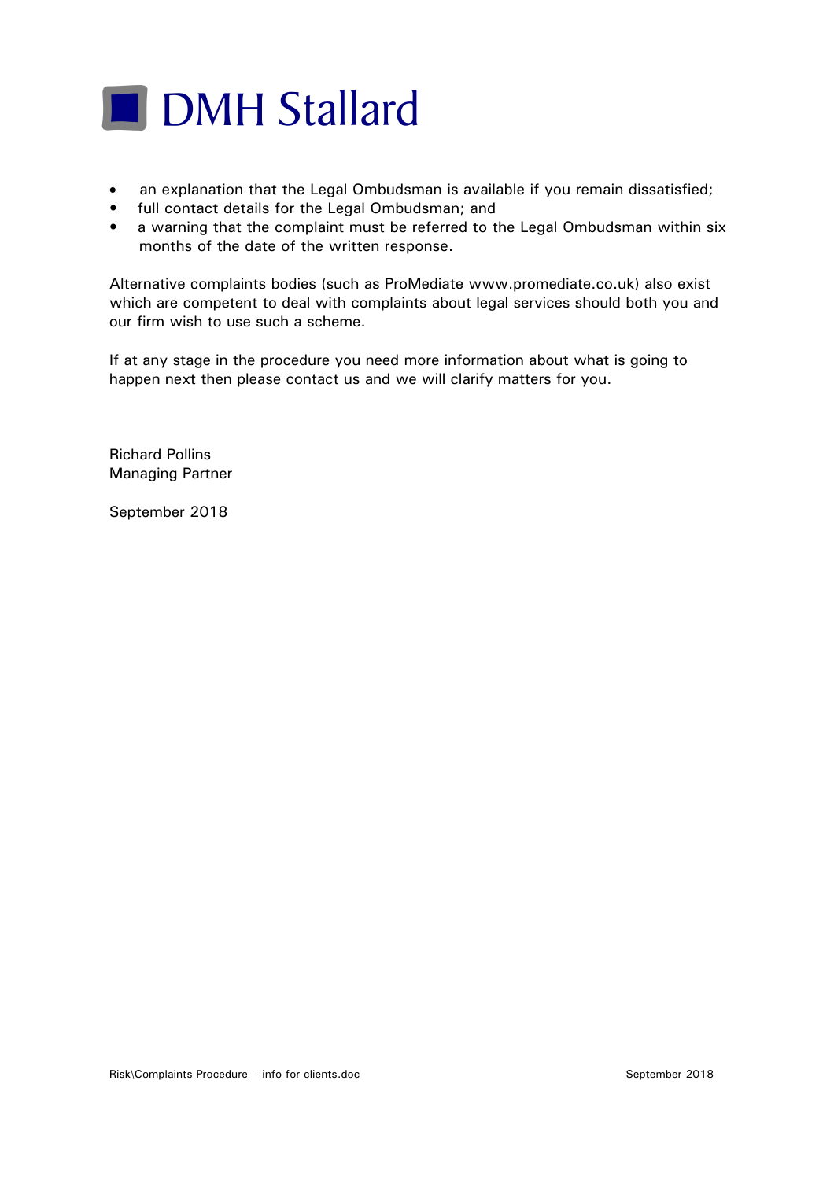- an explanation that the Legal Ombudsman is available if you remain dissatisfied;
- full contact details for the Legal Ombudsman; and
- a warning that the complaint must be referred to the Legal Ombudsman within six months of the date of the written response.

Alternative complaints bodies (such as ProMediate www.promediate.co.uk) also exist which are competent to deal with complaints about legal services should both you and our firm wish to use such a scheme.

If at any stage in the procedure you need more information about what is going to happen next then please contact us and we will clarify matters for you.

Richard Pollins
Managing Partner

September 2018